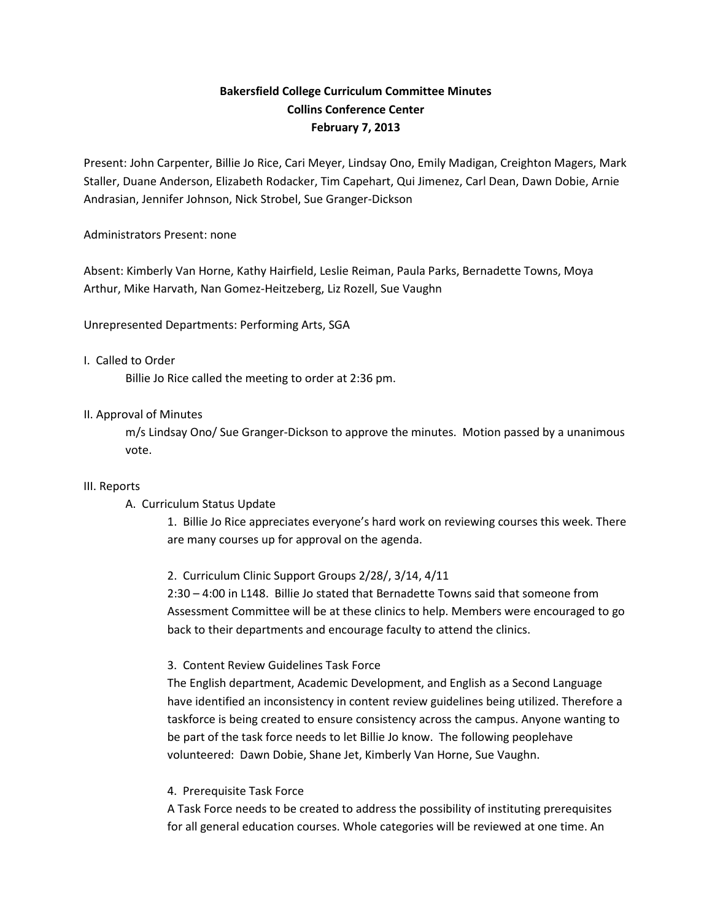**Bakersfield College Curriculum Committee Minutes**
**Collins Conference Center**
**February 7, 2013**

Present: John Carpenter, Billie Jo Rice, Cari Meyer, Lindsay Ono, Emily Madigan, Creighton Magers, Mark Staller, Duane Anderson, Elizabeth Rodacker, Tim Capehart, Qui Jimenez, Carl Dean, Dawn Dobie, Arnie Andrasian, Jennifer Johnson, Nick Strobel, Sue Granger-Dickson

Administrators Present: none

Absent: Kimberly Van Horne, Kathy Hairfield, Leslie Reiman, Paula Parks, Bernadette Towns, Moya Arthur, Mike Harvath, Nan Gomez-Heitzeberg, Liz Rozell, Sue Vaughn

Unrepresented Departments: Performing Arts, SGA

I. Called to Order

Billie Jo Rice called the meeting to order at 2:36 pm.

II. Approval of Minutes

m/s Lindsay Ono/ Sue Granger-Dickson to approve the minutes. Motion passed by a unanimous vote.

III. Reports

A. Curriculum Status Update

1. Billie Jo Rice appreciates everyone's hard work on reviewing courses this week. There are many courses up for approval on the agenda.

2. Curriculum Clinic Support Groups 2/28/, 3/14, 4/11
2:30 – 4:00 in L148. Billie Jo stated that Bernadette Towns said that someone from Assessment Committee will be at these clinics to help. Members were encouraged to go back to their departments and encourage faculty to attend the clinics.

3. Content Review Guidelines Task Force
The English department, Academic Development, and English as a Second Language have identified an inconsistency in content review guidelines being utilized. Therefore a taskforce is being created to ensure consistency across the campus. Anyone wanting to be part of the task force needs to let Billie Jo know. The following peoplehave volunteered: Dawn Dobie, Shane Jet, Kimberly Van Horne, Sue Vaughn.

4. Prerequisite Task Force
A Task Force needs to be created to address the possibility of instituting prerequisites for all general education courses. Whole categories will be reviewed at one time. An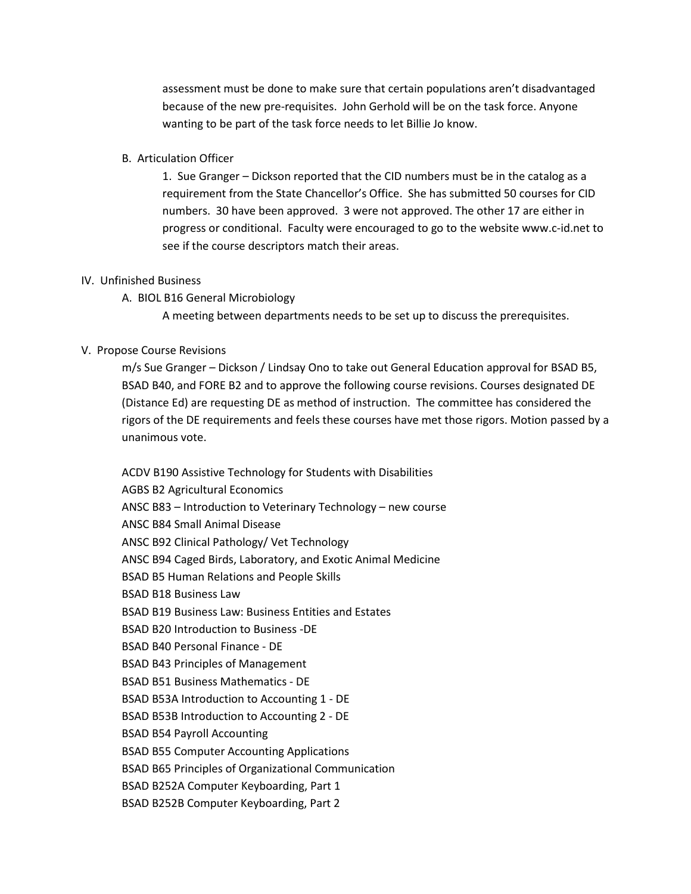assessment must be done to make sure that certain populations aren't disadvantaged because of the new pre-requisites. John Gerhold will be on the task force. Anyone wanting to be part of the task force needs to let Billie Jo know.

B. Articulation Officer

1. Sue Granger – Dickson reported that the CID numbers must be in the catalog as a requirement from the State Chancellor's Office. She has submitted 50 courses for CID numbers. 30 have been approved. 3 were not approved. The other 17 are either in progress or conditional. Faculty were encouraged to go to the website www.c-id.net to see if the course descriptors match their areas.

IV. Unfinished Business

A. BIOL B16 General Microbiology

A meeting between departments needs to be set up to discuss the prerequisites.

V. Propose Course Revisions

m/s Sue Granger – Dickson / Lindsay Ono to take out General Education approval for BSAD B5, BSAD B40, and FORE B2 and to approve the following course revisions. Courses designated DE (Distance Ed) are requesting DE as method of instruction. The committee has considered the rigors of the DE requirements and feels these courses have met those rigors. Motion passed by a unanimous vote.

ACDV B190 Assistive Technology for Students with Disabilities
AGBS B2 Agricultural Economics
ANSC B83 – Introduction to Veterinary Technology – new course
ANSC B84 Small Animal Disease
ANSC B92 Clinical Pathology/ Vet Technology
ANSC B94 Caged Birds, Laboratory, and Exotic Animal Medicine
BSAD B5 Human Relations and People Skills
BSAD B18 Business Law
BSAD B19 Business Law: Business Entities and Estates
BSAD B20 Introduction to Business -DE
BSAD B40 Personal Finance - DE
BSAD B43 Principles of Management
BSAD B51 Business Mathematics - DE
BSAD B53A Introduction to Accounting 1 - DE
BSAD B53B Introduction to Accounting 2 - DE
BSAD B54 Payroll Accounting
BSAD B55 Computer Accounting Applications
BSAD B65 Principles of Organizational Communication
BSAD B252A Computer Keyboarding, Part 1
BSAD B252B Computer Keyboarding, Part 2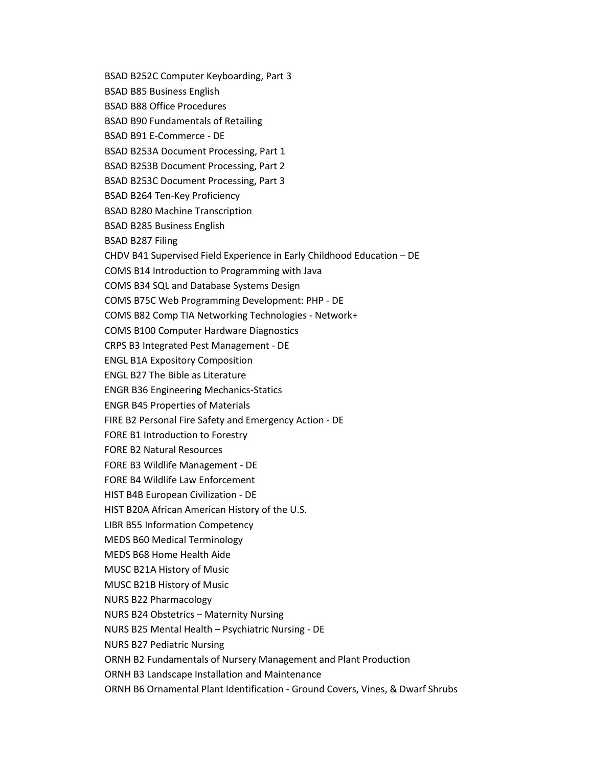BSAD B252C Computer Keyboarding, Part 3

BSAD B85 Business English

BSAD B88 Office Procedures

BSAD B90 Fundamentals of Retailing

BSAD B91 E-Commerce - DE

BSAD B253A Document Processing, Part 1

BSAD B253B Document Processing, Part 2

BSAD B253C Document Processing, Part 3

BSAD B264 Ten-Key Proficiency

BSAD B280 Machine Transcription

BSAD B285 Business English

BSAD B287 Filing

CHDV B41 Supervised Field Experience in Early Childhood Education – DE

COMS B14 Introduction to Programming with Java

COMS B34 SQL and Database Systems Design

COMS B75C Web Programming Development: PHP - DE

COMS B82 Comp TIA Networking Technologies - Network+

COMS B100 Computer Hardware Diagnostics

CRPS B3 Integrated Pest Management - DE

ENGL B1A Expository Composition

ENGL B27 The Bible as Literature

ENGR B36 Engineering Mechanics-Statics

ENGR B45 Properties of Materials

FIRE B2 Personal Fire Safety and Emergency Action - DE

FORE B1 Introduction to Forestry

FORE B2 Natural Resources

FORE B3 Wildlife Management - DE

FORE B4 Wildlife Law Enforcement

HIST B4B European Civilization - DE

HIST B20A African American History of the U.S.

LIBR B55 Information Competency

MEDS B60 Medical Terminology

MEDS B68 Home Health Aide

MUSC B21A History of Music

MUSC B21B History of Music

NURS B22 Pharmacology

NURS B24 Obstetrics – Maternity Nursing

NURS B25 Mental Health – Psychiatric Nursing - DE

NURS B27 Pediatric Nursing

ORNH B2 Fundamentals of Nursery Management and Plant Production

ORNH B3 Landscape Installation and Maintenance

ORNH B6 Ornamental Plant Identification - Ground Covers, Vines, & Dwarf Shrubs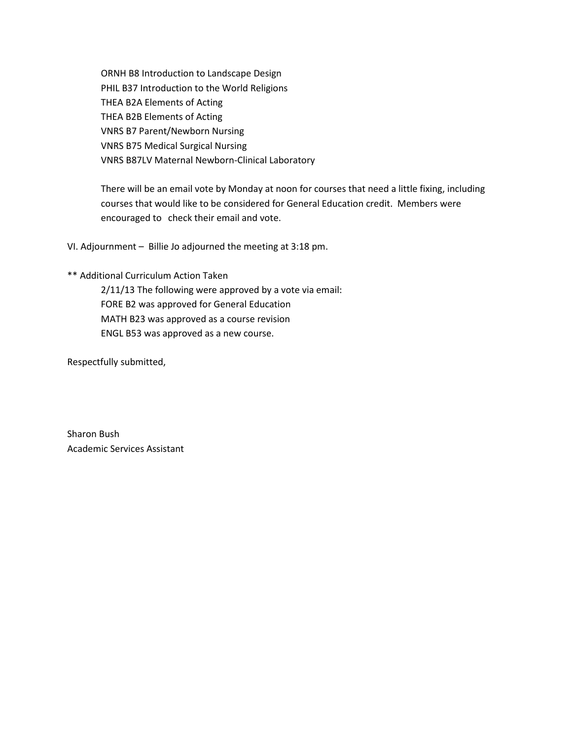ORNH B8 Introduction to Landscape Design
PHIL B37 Introduction to the World Religions
THEA B2A Elements of Acting
THEA B2B Elements of Acting
VNRS B7 Parent/Newborn Nursing
VNRS B75 Medical Surgical Nursing
VNRS B87LV Maternal Newborn-Clinical Laboratory

There will be an email vote by Monday at noon for courses that need a little fixing, including courses that would like to be considered for General Education credit. Members were encouraged to check their email and vote.

VI. Adjournment – Billie Jo adjourned the meeting at 3:18 pm.

** Additional Curriculum Action Taken

2/11/13 The following were approved by a vote via email:
FORE B2 was approved for General Education
MATH B23 was approved as a course revision
ENGL B53 was approved as a new course.

Respectfully submitted,

Sharon Bush
Academic Services Assistant